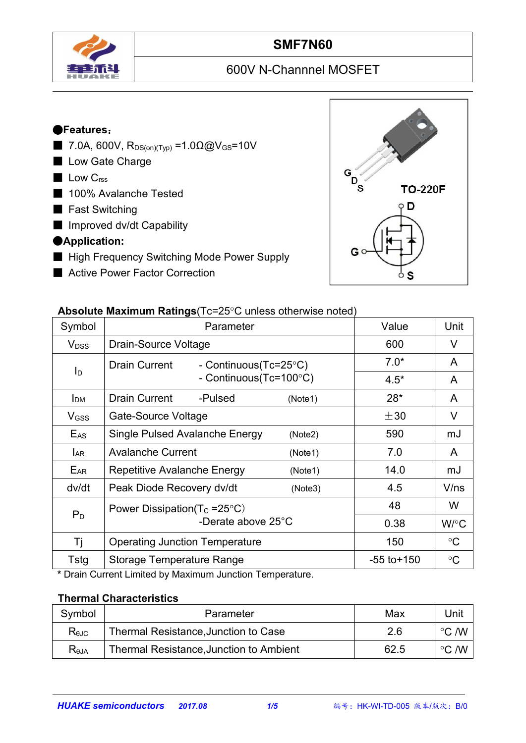# SMF7N60

## 600V N-Channnel MOSFET

**●Features:**

- 7.0A, 600V, $R_{DS(on)(Typ)}$ =1.0Ω@$V_{GS}$=10V
- Low Gate Charge
- Low $C_{rss}$
- 100% Avalanche Tested
- Fast Switching
- Improved dv/dt Capability

**●Application:**

- High Frequency Switching Mode Power Supply
- Active Power Factor Correction

G D S TO-220F

D G S

**Absolute Maximum Ratings**(Tc=25°C unless otherwise noted)

| Symbol | Parameter | Value | Unit |
|---|---|---|---|
| $V_{DSS}$ | Drain-Source Voltage | 600 | V |
| $I_D$ | Drain Current - Continuous(Tc=25°C) | 7.0* | A |
| | - Continuous(Tc=100°C) | 4.5* | A |
| $I_{DM}$ | Drain Current -Pulsed (Note1) | 28* | A |
| $V_{GSS}$ | Gate-Source Voltage | ±30 | V |
| $E_{AS}$ | Single Pulsed Avalanche Energy (Note2) | 590 | mJ |
| $I_{AR}$ | Avalanche Current (Note1) | 7.0 | A |
| $E_{AR}$ | Repetitive Avalanche Energy (Note1) | 14.0 | mJ |
| dv/dt | Peak Diode Recovery dv/dt (Note3) | 4.5 | V/ns |
| $P_D$ | Power Dissipation($T_C$ =25°C) | 48 | W |
| | -Derate above 25°C | 0.38 | W/°C |
| Tj | Operating Junction Temperature | 150 | °C |
| Tstg | Storage Temperature Range | -55 to+150 | °C |

\* Drain Current Limited by Maximum Junction Temperature.

**Thermal Characteristics**

| Symbol | Parameter | Max | Unit |
|---|---|---|---|
| $R_{θJC}$ | Thermal Resistance,Junction to Case | 2.6 | °C /W |
| $R_{θJA}$ | Thermal Resistance,Junction to Ambient | 62.5 | °C /W |

*HUAKE semiconductors* 2017.08 编号：HK-WI-TD-005 版本/版次：B/0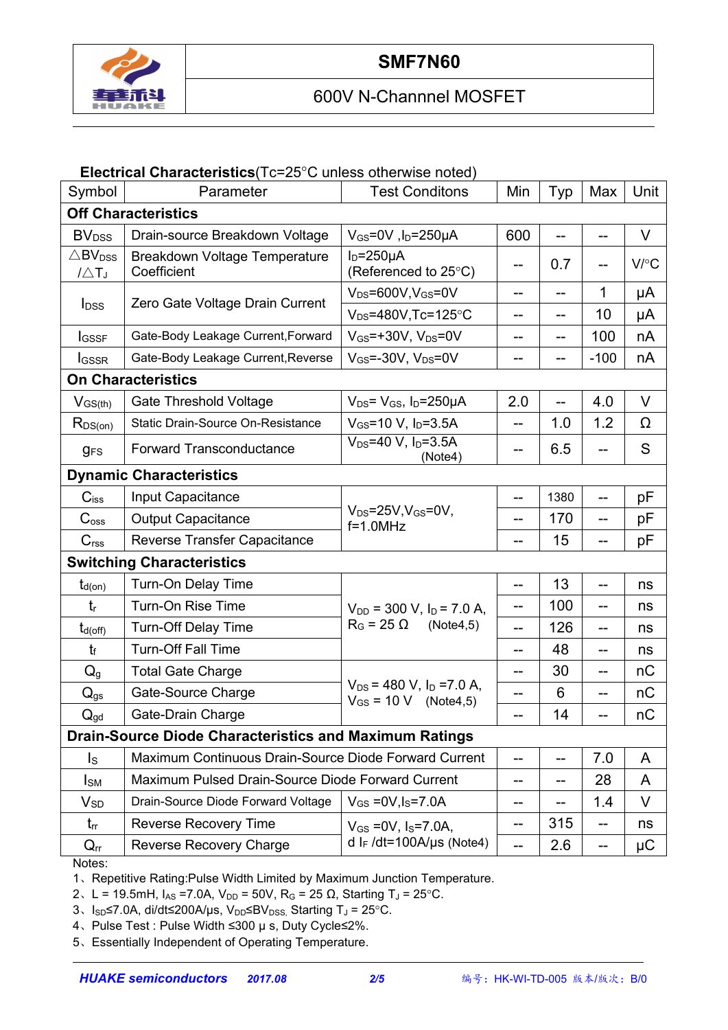**SMF7N60**

600V N-Channnel MOSFET

**Electrical Characteristics**(Tc=25°C unless otherwise noted)

| Symbol | Parameter | Test Conditons | Min | Typ | Max | Unit |
|---|---|---|---|---|---|---|
| **Off Characteristics** | | | | | | |
| $BV_{DSS}$ | Drain-source Breakdown Voltage | $V_{GS}$=0V ,$I_D$=250μA | 600 | -- | -- | V |
| $\triangle BV_{DSS}$ /$\triangle T_J$ | Breakdown Voltage Temperature Coefficient | $I_D$=250μA (Referenced to 25°C) | -- | 0.7 | -- | V/°C |
| $I_{DSS}$ | Zero Gate Voltage Drain Current | $V_{DS}$=600V,$V_{GS}$=0V | -- | -- | 1 | μA |
| | | $V_{DS}$=480V,Tc=125°C | -- | -- | 10 | μA |
| $I_{GSSF}$ | Gate-Body Leakage Current,Forward | $V_{GS}$=+30V, $V_{DS}$=0V | -- | -- | 100 | nA |
| $I_{GSSR}$ | Gate-Body Leakage Current,Reverse | $V_{GS}$=-30V, $V_{DS}$=0V | -- | -- | -100 | nA |
| **On Characteristics** | | | | | | |
| $V_{GS(th)}$ | Gate Threshold Voltage | $V_{DS}$= $V_{GS}$, $I_D$=250μA | 2.0 | -- | 4.0 | V |
| $R_{DS(on)}$ | Static Drain-Source On-Resistance | $V_{GS}$=10 V, $I_D$=3.5A | -- | 1.0 | 1.2 | Ω |
| $g_{FS}$ | Forward Transconductance | $V_{DS}$=40 V, $I_D$=3.5A (Note4) | -- | 6.5 | -- | S |
| **Dynamic Characteristics** | | | | | | |
| $C_{iss}$ | Input Capacitance | $V_{DS}$=25V,$V_{GS}$=0V, f=1.0MHz | -- | 1380 | -- | pF |
| $C_{oss}$ | Output Capacitance | | -- | 170 | -- | pF |
| $C_{rss}$ | Reverse Transfer Capacitance | | -- | 15 | -- | pF |
| **Switching Characteristics** | | | | | | |
| $t_{d(on)}$ | Turn-On Delay Time | $V_{DD}$ = 300 V, $I_D$ = 7.0 A, $R_G$ = 25 Ω (Note4,5) | -- | 13 | -- | ns |
| $t_r$ | Turn-On Rise Time | | -- | 100 | -- | ns |
| $t_{d(off)}$ | Turn-Off Delay Time | | -- | 126 | -- | ns |
| $t_f$ | Turn-Off Fall Time | | -- | 48 | -- | ns |
| $Q_g$ | Total Gate Charge | $V_{DS}$ = 480 V, $I_D$ =7.0 A, $V_{GS}$ = 10 V (Note4,5) | -- | 30 | -- | nC |
| $Q_{gs}$ | Gate-Source Charge | | -- | 6 | -- | nC |
| $Q_{gd}$ | Gate-Drain Charge | | -- | 14 | -- | nC |
| **Drain-Source Diode Characteristics and Maximum Ratings** | | | | | | |
| $I_S$ | Maximum Continuous Drain-Source Diode Forward Current | | -- | -- | 7.0 | A |
| $I_{SM}$ | Maximum Pulsed Drain-Source Diode Forward Current | | -- | -- | 28 | A |
| $V_{SD}$ | Drain-Source Diode Forward Voltage | $V_{GS}$ =0V,$I_S$=7.0A | -- | -- | 1.4 | V |
| $t_{rr}$ | Reverse Recovery Time | $V_{GS}$ =0V, $I_S$=7.0A, d $I_F$ /dt=100A/μs (Note4) | -- | 315 | -- | ns |
| $Q_{rr}$ | Reverse Recovery Charge | | -- | 2.6 | -- | μC |

Notes:

1、Repetitive Rating:Pulse Width Limited by Maximum Junction Temperature.

2、L = 19.5mH, $I_{AS}$ =7.0A, $V_{DD}$ = 50V, $R_G$ = 25 Ω, Starting $T_J$ = 25°C.

3、$I_{SD}$≤7.0A, di/dt≤200A/μs, $V_{DD}$≤$BV_{DSS,}$ Starting $T_J$ = 25°C.

4、Pulse Test : Pulse Width ≤300 μ s, Duty Cycle≤2%.

5、Essentially Independent of Operating Temperature.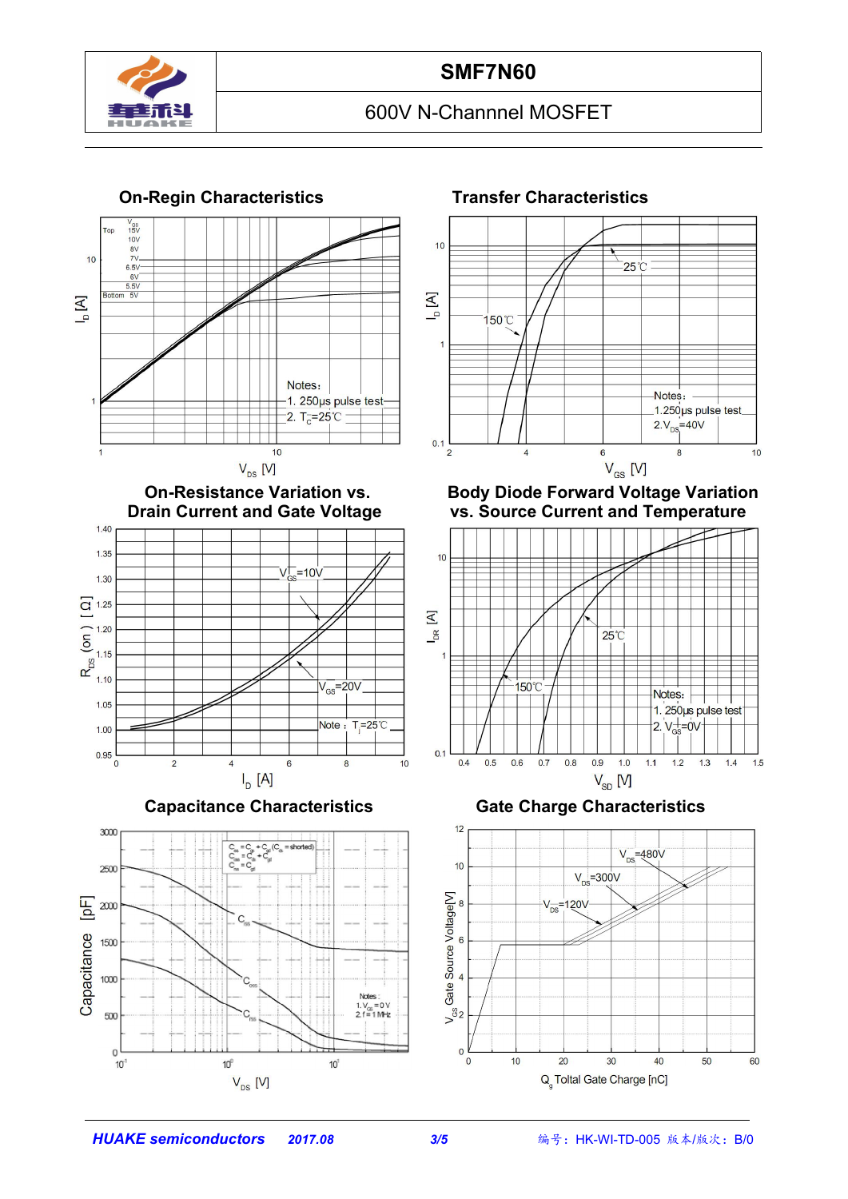# SMF7N60

600V N-Channel MOSFET

### On-Regin Characteristics

$V_{GS}$: Top 15V, 10V, 8V, 7V, 6.5V, 6V, 5.5V, Bottom 5V

Notes:
1. 250μs pulse test
2. $T_C$=25℃

$I_D$ [A] vs. $V_{DS}$ [V]

### Transfer Characteristics

25℃, 150℃

Notes:
1. 250μs pulse test
2. $V_{DS}$=40V

$I_D$ [A] vs. $V_{GS}$ [V]

### On-Resistance Variation vs. Drain Current and Gate Voltage

$V_{GS}$=10V, $V_{GS}$=20V

Note : $T_j$=25℃

$R_{DS}$ (on) [ Ω] vs. $I_D$ [A]

### Body Diode Forward Voltage Variation vs. Source Current and Temperature

25℃, 150℃

Notes:
1. 250μs pulse test
2. $V_{GS}$=0V

$I_{DR}$ [A] vs. $V_{SD}$ [V]

### Capacitance Characteristics

$C_{iss}$ = $C_{gs}$ + $C_{gd}$ ($C_{ds}$ = shorted)
$C_{oss}$ = $C_{ds}$ + $C_{gd}$
$C_{rss}$ = $C_{gd}$

Notes:
1. $V_{GS}$ = 0 V
2. f = 1 MHz

Capacitance [pF] vs. $V_{DS}$ [V]

### Gate Charge Characteristics

$V_{DS}$=120V, $V_{DS}$=300V, $V_{DS}$=480V

$V_{GS}$ Gate Source Voltage[V] vs. $Q_g$ Toltal Gate Charge [nC]

*HUAKE semiconductors* 2017.08

编号：HK-WI-TD-005 版本/版次：B/0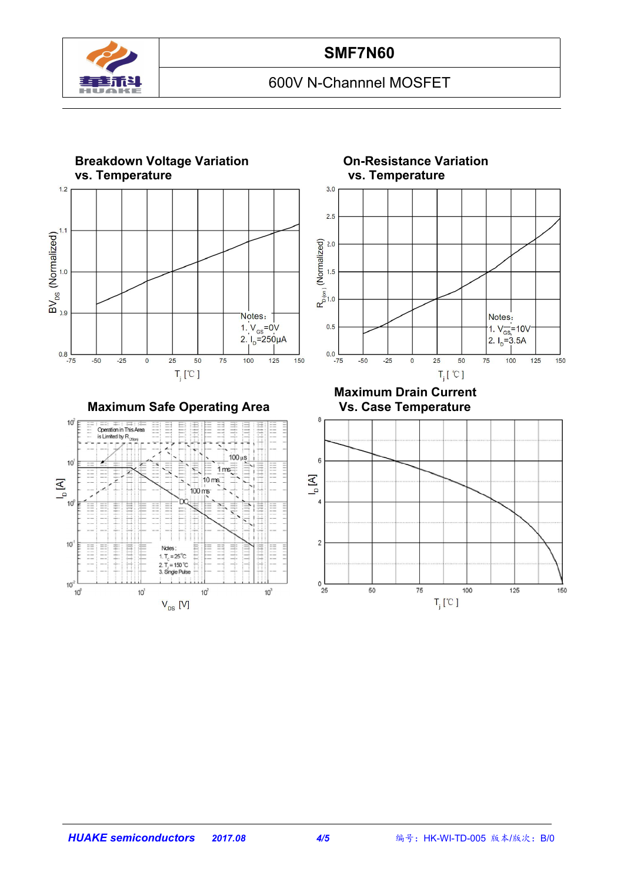# SMF7N60

600V N-Channel MOSFET

## Breakdown Voltage Variation vs. Temperature

$BV_{DS}$ (Normalized)

Notes:
1. $V_{GS}$=0V
2. $I_D$=250μA

$T_j$ [℃]

## On-Resistance Variation vs. Temperature

$R_{D(on)}$ (Normalized)

Notes:
1. $V_{GS}$=10V
2. $I_D$=3.5A

$T_j$ [℃]

## Maximum Safe Operating Area

Operation in This Area is Limited by $R_{DS(on)}$

100 μs, 1 ms, 10 ms, 100 ms, DC

Notes:
1. $T_c$ = 25℃
2. $T_j$ = 150℃
3. Single Pulse

$I_D$ [A]

$V_{DS}$ [V]

## Maximum Drain Current Vs. Case Temperature

$I_D$ [A]

$T_j$ [℃]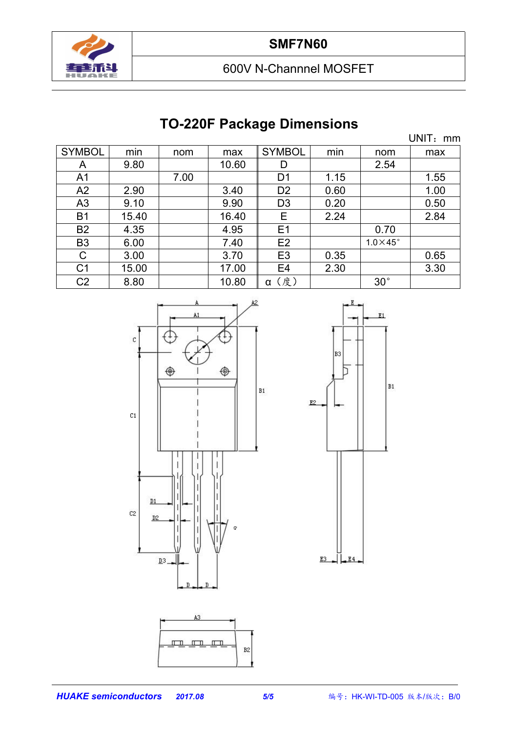## TO-220F Package Dimensions

UNIT：mm

| SYMBOL | min | nom | max | SYMBOL | min | nom | max |
|---|---|---|---|---|---|---|---|
| A | 9.80 | | 10.60 | D | | 2.54 | |
| A1 | | 7.00 | | D1 | 1.15 | | 1.55 |
| A2 | 2.90 | | 3.40 | D2 | 0.60 | | 1.00 |
| A3 | 9.10 | | 9.90 | D3 | 0.20 | | 0.50 |
| B1 | 15.40 | | 16.40 | E | 2.24 | | 2.84 |
| B2 | 4.35 | | 4.95 | E1 | | 0.70 | |
| B3 | 6.00 | | 7.40 | E2 | | 1.0×45° | |
| C | 3.00 | | 3.70 | E3 | 0.35 | | 0.65 |
| C1 | 15.00 | | 17.00 | E4 | 2.30 | | 3.30 |
| C2 | 8.80 | | 10.80 | α（度） | | 30° | |

A
A1
A2
C
C1
C2
B1
D1
D2
D3
D
D
α
E
E1
B3
E2
B1
E3
E4
A3
B2